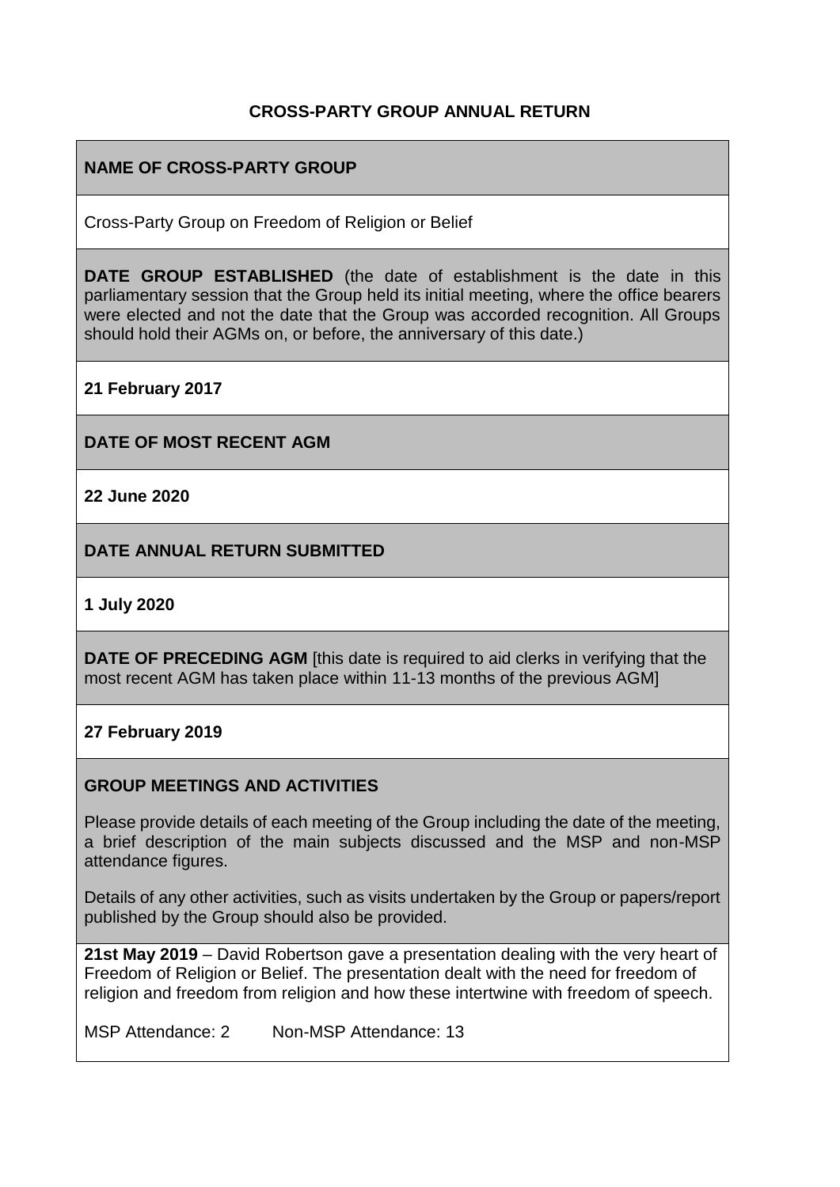# CROSS-PARTY GROUP ANNUAL RETURN

## NAME OF CROSS-PARTY GROUP

Cross-Party Group on Freedom of Religion or Belief

**DATE GROUP ESTABLISHED** (the date of establishment is the date in this parliamentary session that the Group held its initial meeting, where the office bearers were elected and not the date that the Group was accorded recognition. All Groups should hold their AGMs on, or before, the anniversary of this date.)

**21 February 2017**

## DATE OF MOST RECENT AGM

**22 June 2020**

## DATE ANNUAL RETURN SUBMITTED

**1 July 2020**

**DATE OF PRECEDING AGM** [this date is required to aid clerks in verifying that the most recent AGM has taken place within 11-13 months of the previous AGM]

**27 February 2019**

## GROUP MEETINGS AND ACTIVITIES

Please provide details of each meeting of the Group including the date of the meeting, a brief description of the main subjects discussed and the MSP and non-MSP attendance figures.

Details of any other activities, such as visits undertaken by the Group or papers/report published by the Group should also be provided.

**21st May 2019** – David Robertson gave a presentation dealing with the very heart of Freedom of Religion or Belief. The presentation dealt with the need for freedom of religion and freedom from religion and how these intertwine with freedom of speech.

MSP Attendance: 2 Non-MSP Attendance: 13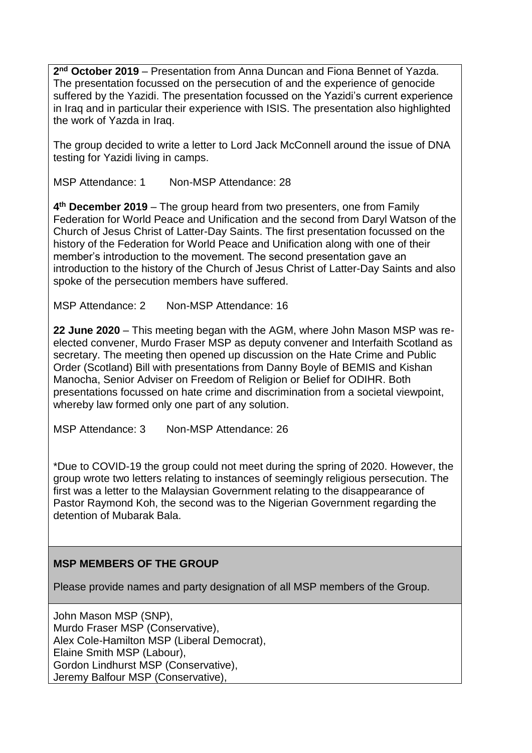**2nd October 2019** – Presentation from Anna Duncan and Fiona Bennet of Yazda. The presentation focussed on the persecution of and the experience of genocide suffered by the Yazidi. The presentation focussed on the Yazidi's current experience in Iraq and in particular their experience with ISIS. The presentation also highlighted the work of Yazda in Iraq.

The group decided to write a letter to Lord Jack McConnell around the issue of DNA testing for Yazidi living in camps.

MSP Attendance: 1 Non-MSP Attendance: 28

**4th December 2019** – The group heard from two presenters, one from Family Federation for World Peace and Unification and the second from Daryl Watson of the Church of Jesus Christ of Latter-Day Saints. The first presentation focussed on the history of the Federation for World Peace and Unification along with one of their member's introduction to the movement. The second presentation gave an introduction to the history of the Church of Jesus Christ of Latter-Day Saints and also spoke of the persecution members have suffered.

MSP Attendance: 2 Non-MSP Attendance: 16

**22 June 2020** – This meeting began with the AGM, where John Mason MSP was re-elected convener, Murdo Fraser MSP as deputy convener and Interfaith Scotland as secretary. The meeting then opened up discussion on the Hate Crime and Public Order (Scotland) Bill with presentations from Danny Boyle of BEMIS and Kishan Manocha, Senior Adviser on Freedom of Religion or Belief for ODIHR. Both presentations focussed on hate crime and discrimination from a societal viewpoint, whereby law formed only one part of any solution.

MSP Attendance: 3 Non-MSP Attendance: 26

*Due to COVID-19 the group could not meet during the spring of 2020. However, the group wrote two letters relating to instances of seemingly religious persecution. The first was a letter to the Malaysian Government relating to the disappearance of Pastor Raymond Koh, the second was to the Nigerian Government regarding the detention of Mubarak Bala.

**MSP MEMBERS OF THE GROUP**

Please provide names and party designation of all MSP members of the Group.

John Mason MSP (SNP),
Murdo Fraser MSP (Conservative),
Alex Cole-Hamilton MSP (Liberal Democrat),
Elaine Smith MSP (Labour),
Gordon Lindhurst MSP (Conservative),
Jeremy Balfour MSP (Conservative),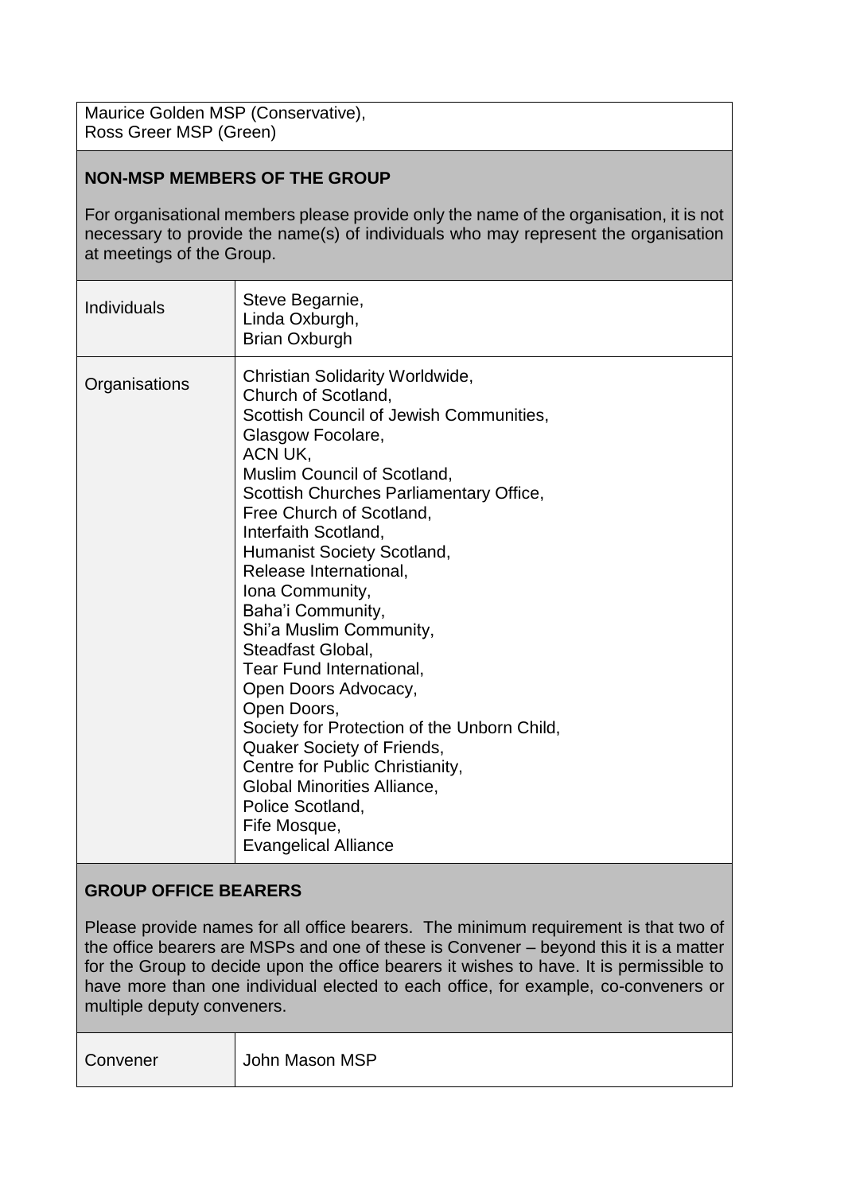| Maurice Golden MSP (Conservative),<br>Ross Greer MSP (Green) |
|---|

## NON-MSP MEMBERS OF THE GROUP

For organisational members please provide only the name of the organisation, it is not necessary to provide the name(s) of individuals who may represent the organisation at meetings of the Group.

| | |
|---|---|
| Individuals | Steve Begarnie,<br>Linda Oxburgh,<br>Brian Oxburgh |
| Organisations | Christian Solidarity Worldwide,<br>Church of Scotland,<br>Scottish Council of Jewish Communities,<br>Glasgow Focolare,<br>ACN UK,<br>Muslim Council of Scotland,<br>Scottish Churches Parliamentary Office,<br>Free Church of Scotland,<br>Interfaith Scotland,<br>Humanist Society Scotland,<br>Release International,<br>Iona Community,<br>Baha'i Community,<br>Shi'a Muslim Community,<br>Steadfast Global,<br>Tear Fund International,<br>Open Doors Advocacy,<br>Open Doors,<br>Society for Protection of the Unborn Child,<br>Quaker Society of Friends,<br>Centre for Public Christianity,<br>Global Minorities Alliance,<br>Police Scotland,<br>Fife Mosque,<br>Evangelical Alliance |

## GROUP OFFICE BEARERS

Please provide names for all office bearers. The minimum requirement is that two of the office bearers are MSPs and one of these is Convener – beyond this it is a matter for the Group to decide upon the office bearers it wishes to have. It is permissible to have more than one individual elected to each office, for example, co-conveners or multiple deputy conveners.

| | |
|---|---|
| Convener | John Mason MSP |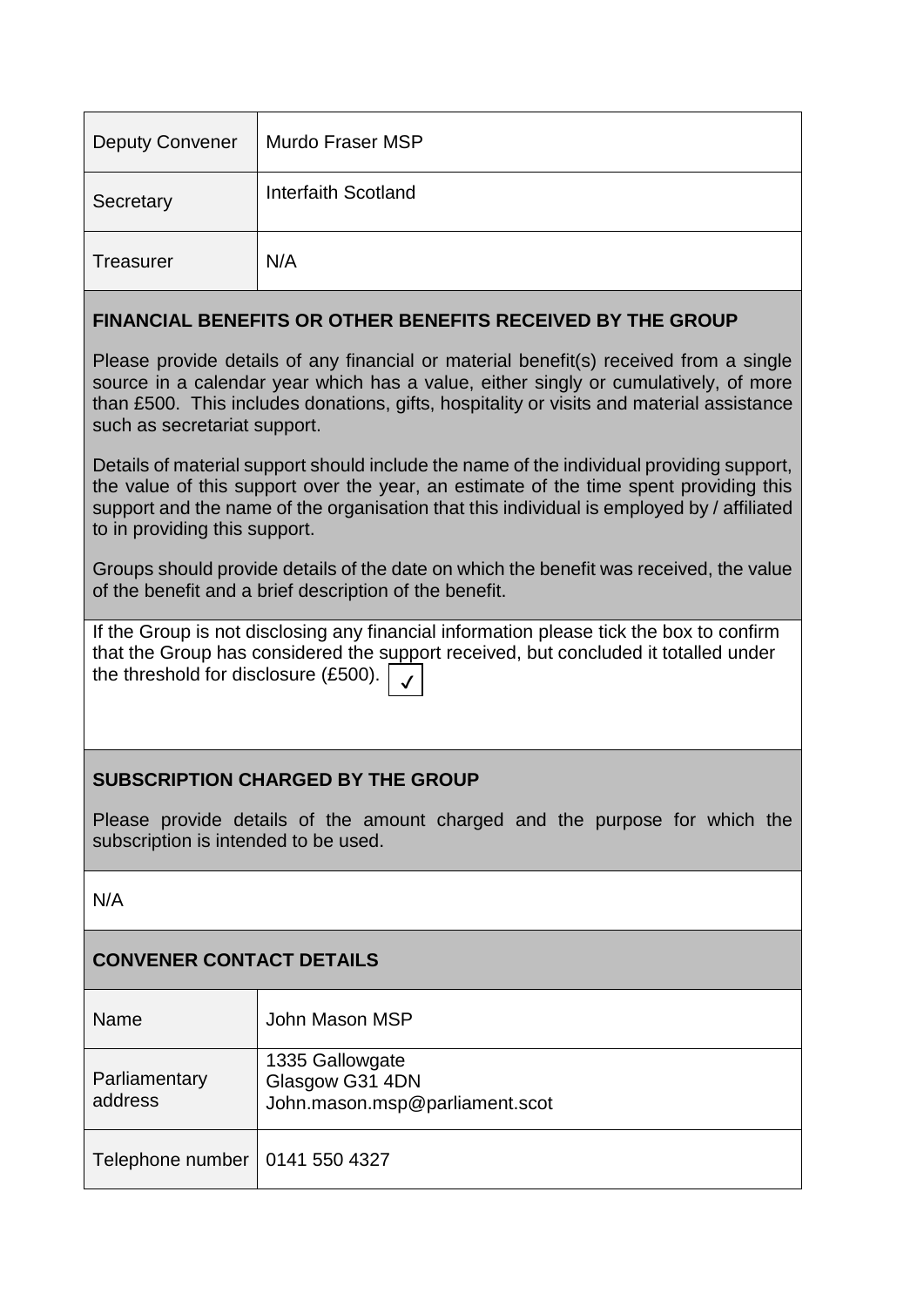| Deputy Convener | Murdo Fraser MSP |
|---|---|
| Secretary | Interfaith Scotland |
| Treasurer | N/A |

**FINANCIAL BENEFITS OR OTHER BENEFITS RECEIVED BY THE GROUP**

Please provide details of any financial or material benefit(s) received from a single source in a calendar year which has a value, either singly or cumulatively, of more than £500. This includes donations, gifts, hospitality or visits and material assistance such as secretariat support.

Details of material support should include the name of the individual providing support, the value of this support over the year, an estimate of the time spent providing this support and the name of the organisation that this individual is employed by / affiliated to in providing this support.

Groups should provide details of the date on which the benefit was received, the value of the benefit and a brief description of the benefit.

If the Group is not disclosing any financial information please tick the box to confirm that the Group has considered the support received, but concluded it totalled under the threshold for disclosure (£500). ✓

**SUBSCRIPTION CHARGED BY THE GROUP**

Please provide details of the amount charged and the purpose for which the subscription is intended to be used.

N/A

**CONVENER CONTACT DETAILS**

| Name | John Mason MSP |
|---|---|
| Parliamentary address | 1335 Gallowgate<br>Glasgow G31 4DN<br>John.mason.msp@parliament.scot |
| Telephone number | 0141 550 4327 |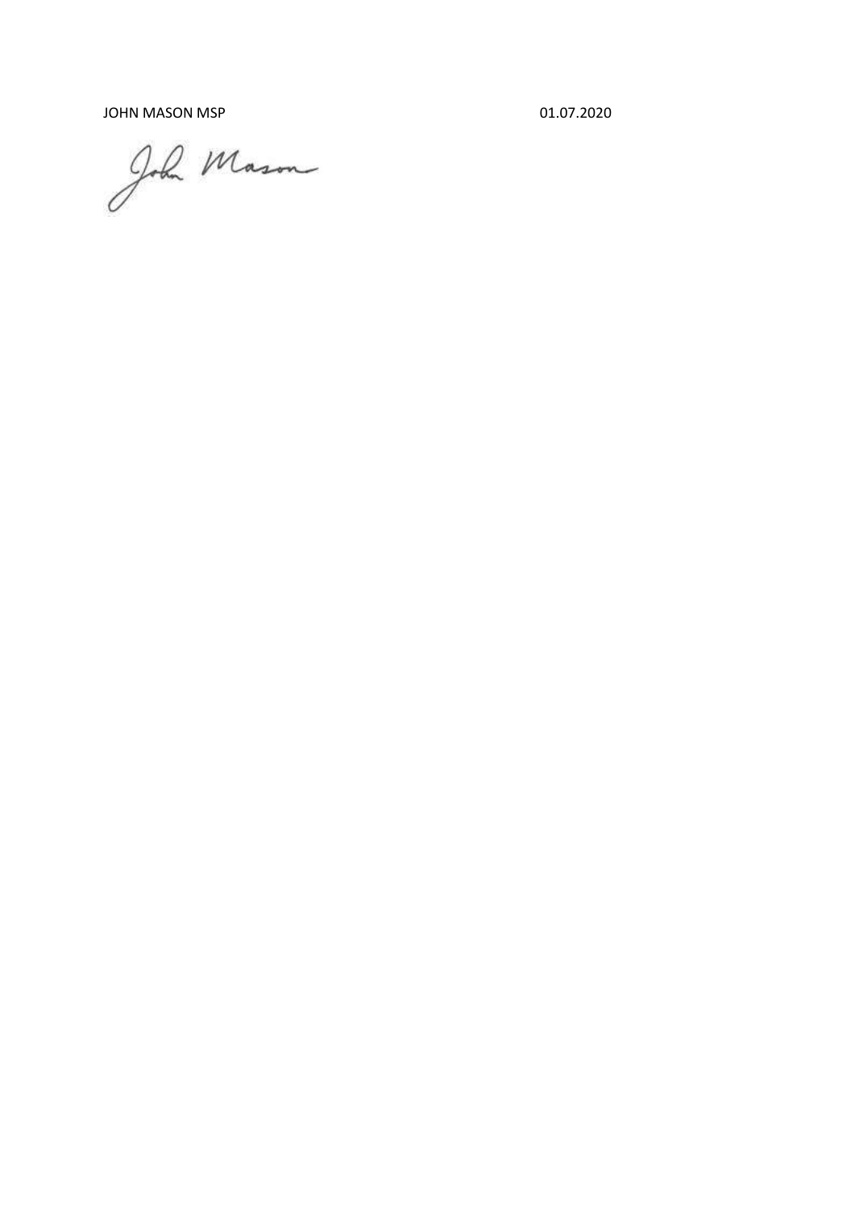JOHN MASON MSP 01.07.2020

John Mason